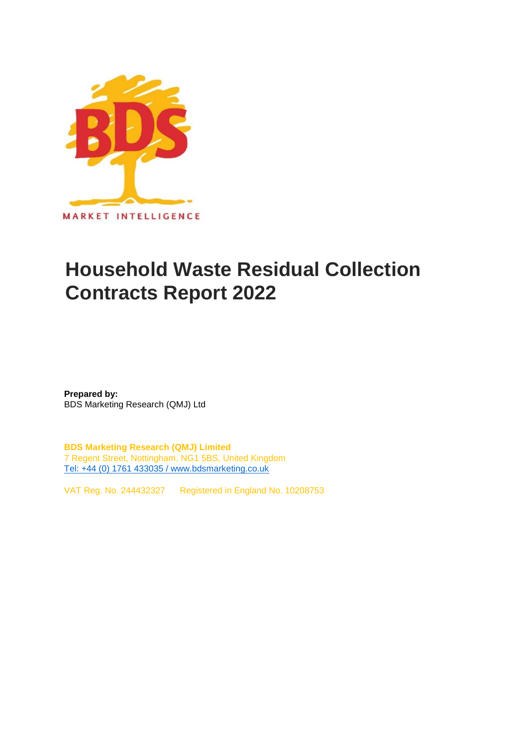MARKET INTELLIGENCE

# Household Waste Residual Collection Contracts Report 2022

**Prepared by:**
BDS Marketing Research (QMJ) Ltd

**BDS Marketing Research (QMJ) Limited**
7 Regent Street, Nottingham, NG1 5BS, United Kingdom
Tel: +44 (0) 1761 433035 / www.bdsmarketing.co.uk

VAT Reg. No. 244432327 Registered in England No. 10208753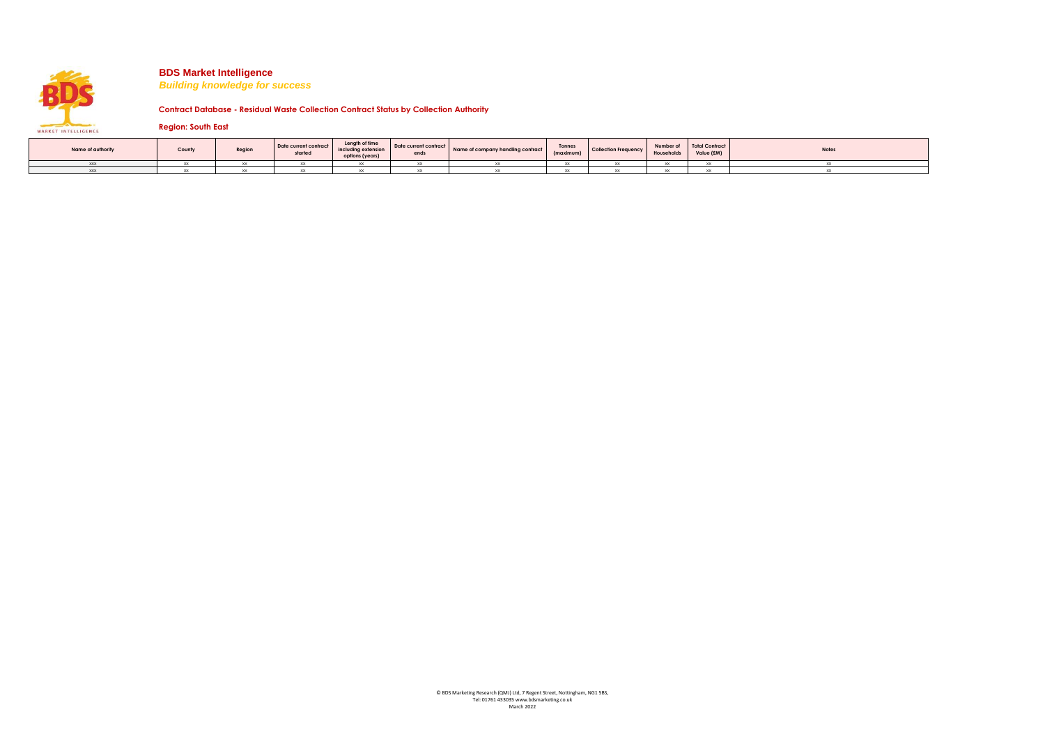# BDS Market Intelligence

***Building knowledge for success***

**Contract Database - Residual Waste Collection Contract Status by Collection Authority**

**Region: South East**

| Name of authority | County | Region | Date current contract started | Length of time including extension options (years) | Date current contract ends | Name of company handling contract | Tonnes (maximum) | Collection Frequency | Number of Households | Total Contract Value (£M) | Notes |
|---|---|---|---|---|---|---|---|---|---|---|---|
| XXX | XX | XX | XX | XX | XX | XX | XX | XX | XX | XX | XX |
| XXX | XX | XX | XX | XX | XX | XX | XX | XX | XX | XX | XX |

© BDS Marketing Research (QMJ) Ltd, 7 Regent Street, Nottingham, NG1 5BS,
Tel: 01761 433035 www.bdsmarketing.co.uk
March 2022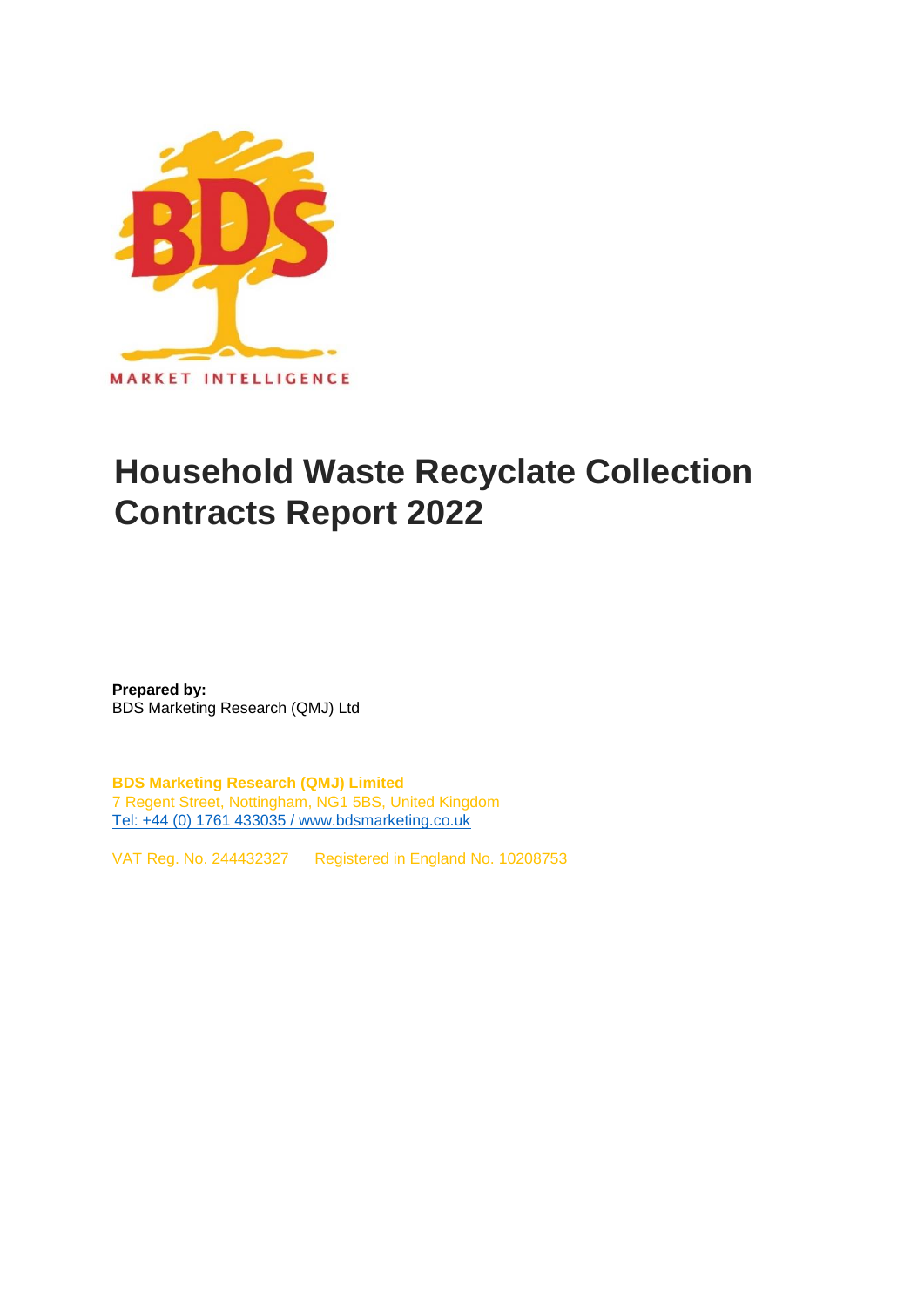MARKET INTELLIGENCE

# Household Waste Recyclate Collection Contracts Report 2022

**Prepared by:**
BDS Marketing Research (QMJ) Ltd

**BDS Marketing Research (QMJ) Limited**
7 Regent Street, Nottingham, NG1 5BS, United Kingdom
Tel: +44 (0) 1761 433035 / www.bdsmarketing.co.uk

VAT Reg. No. 244432327 Registered in England No. 10208753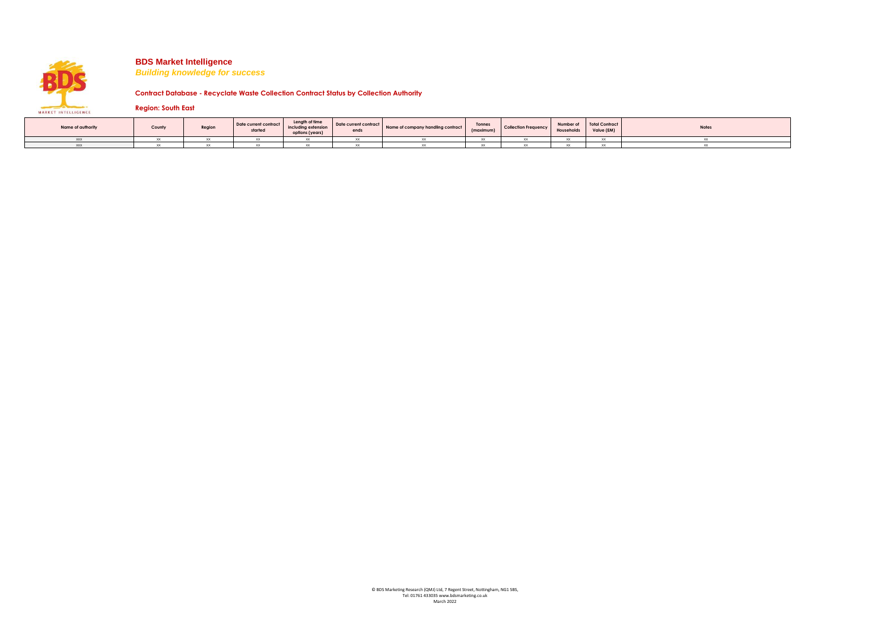# BDS Market Intelligence

***Building knowledge for success***

### Contract Database - Recyclate Waste Collection Contract Status by Collection Authority

### Region: South East

| Name of authority | County | Region | Date current contract started | Length of time including extension options (years) | Date current contract ends | Name of company handling contract | Tonnes (maximum) | Collection Frequency | Number of Households | Total Contract Value (£M) | Notes |
|---|---|---|---|---|---|---|---|---|---|---|---|
| xxx | xx | xx | xx | xx | xx | xx | xx | xx | xx | xx | xx |
| xxx | xx | xx | xx | xx | xx | xx | xx | xx | xx | xx | xx |

© BDS Marketing Research (QMJ) Ltd, 7 Regent Street, Nottingham, NG1 5BS,
Tel: 01761 433035 www.bdsmarketing.co.uk
March 2022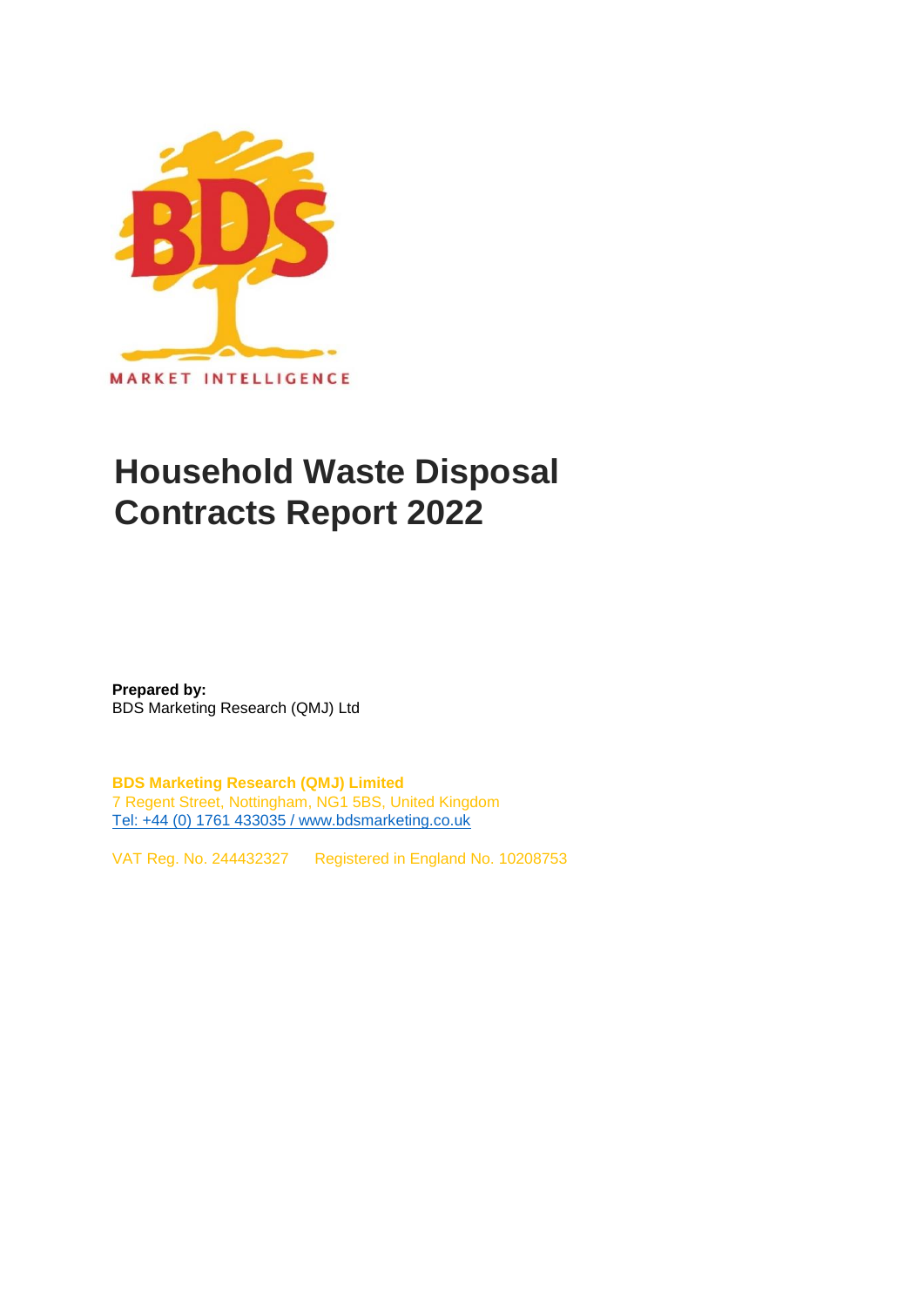MARKET INTELLIGENCE

# Household Waste Disposal Contracts Report 2022

**Prepared by:**
BDS Marketing Research (QMJ) Ltd

**BDS Marketing Research (QMJ) Limited**
7 Regent Street, Nottingham, NG1 5BS, United Kingdom
Tel: +44 (0) 1761 433035 / www.bdsmarketing.co.uk

VAT Reg. No. 244432327 Registered in England No. 10208753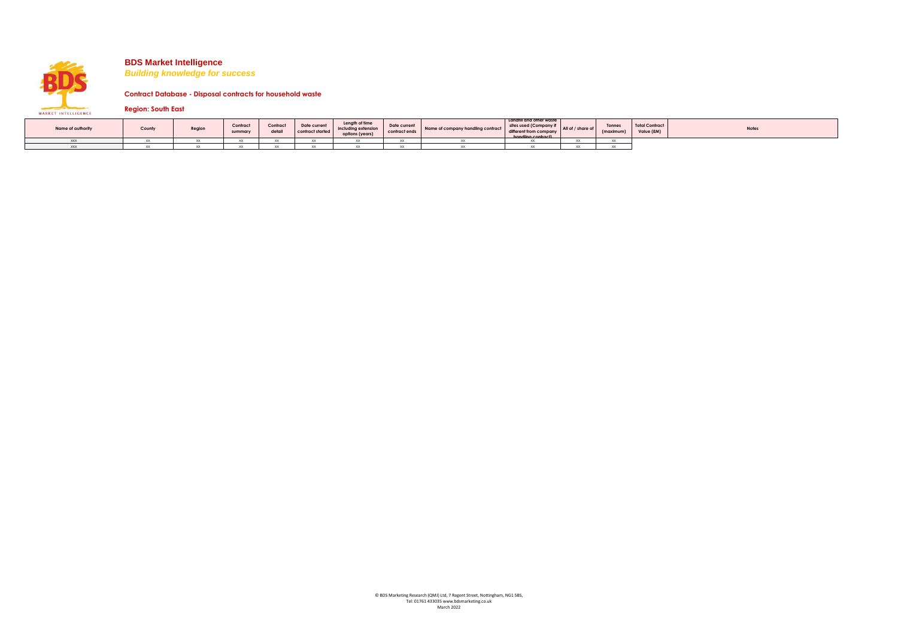# BDS Market Intelligence

***Building knowledge for success***

## Contract Database - Disposal contracts for household waste

### Region: South East

| Name of authority | County | Region | Contract summary | Contract detail | Date current contract started | Length of time including extension options (years) | Date current contract ends | Name of company handling contract | Landfill and other waste sites used (Company if different from company handling contract) | All of / share of | Tonnes (maximum) | Total Contract Value (£M) | Notes |
|---|---|---|---|---|---|---|---|---|---|---|---|---|---|
| XXX | XX | XX | XX | XX | XX | XX | XX | XX | XX | XX | XX | | |
| XXX | XX | XX | XX | XX | XX | XX | XX | XX | XX | XX | XX | | |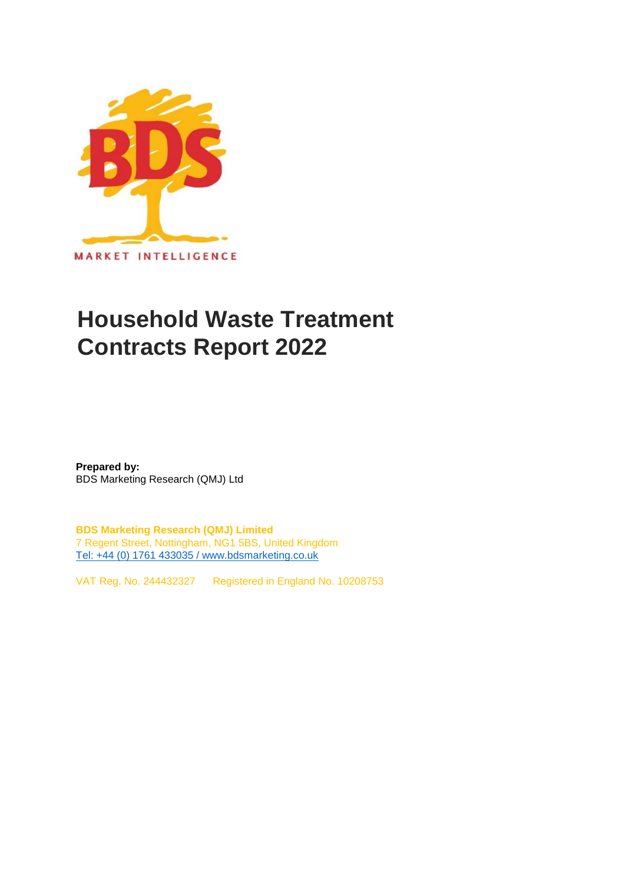MARKET INTELLIGENCE

# Household Waste Treatment Contracts Report 2022

**Prepared by:**
BDS Marketing Research (QMJ) Ltd

**BDS Marketing Research (QMJ) Limited**
7 Regent Street, Nottingham, NG1 5BS, United Kingdom
Tel: +44 (0) 1761 433035 / www.bdsmarketing.co.uk

VAT Reg. No. 244432327 Registered in England No. 10208753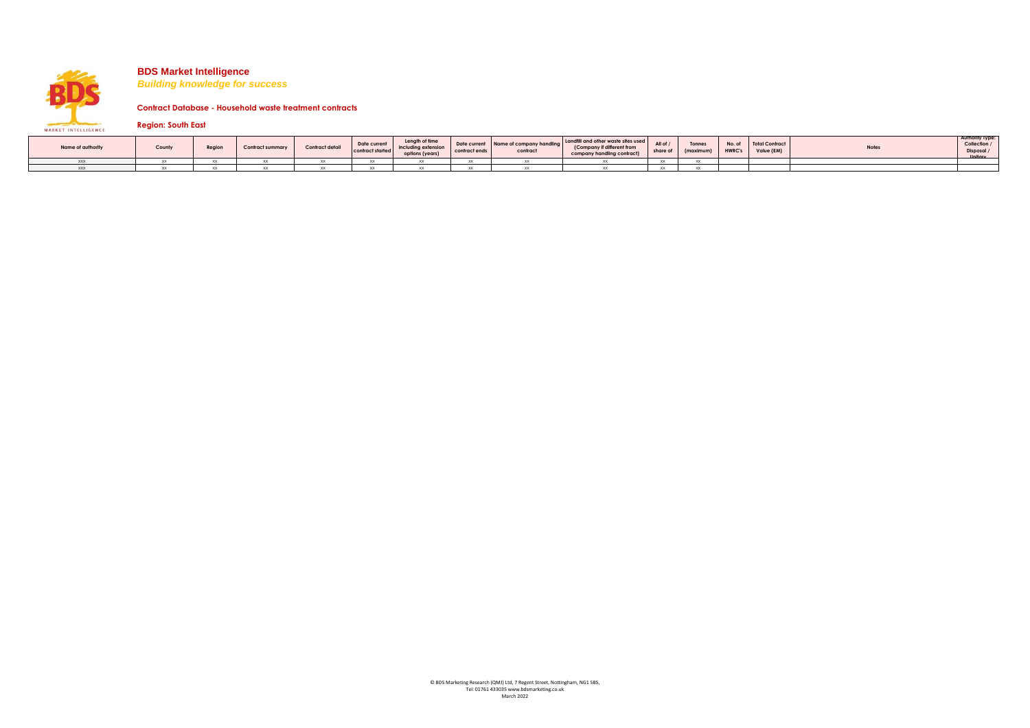# BDS Market Intelligence

***Building knowledge for success***

**Contract Database - Household waste treatment contracts**

**Region: South East**

| Name of authority | County | Region | Contract summary | Contract detail | Date current contract started | Length of time including extension options (years) | Date current contract ends | Name of company handling contract | Landfill and other waste sites used (Company if different from company handling contract) | All of / share of | Tonnes (maximum) | No. of HWRC's | Total Contract Value (£M) | Notes | Authority Type: Collection / Disposal / Unitary |
|---|---|---|---|---|---|---|---|---|---|---|---|---|---|---|---|
| XXX | XX | XX | XX | XX | XX | XX | XX | XX | XX | XX | XX | | | | |
| XXX | XX | XX | XX | XX | XX | XX | XX | XX | XX | XX | XX | | | | |

© BDS Marketing Research (QMJ) Ltd, 7 Regent Street, Nottingham, NG1 5BS,
Tel: 01761 433035 www.bdsmarketing.co.uk
March 2022